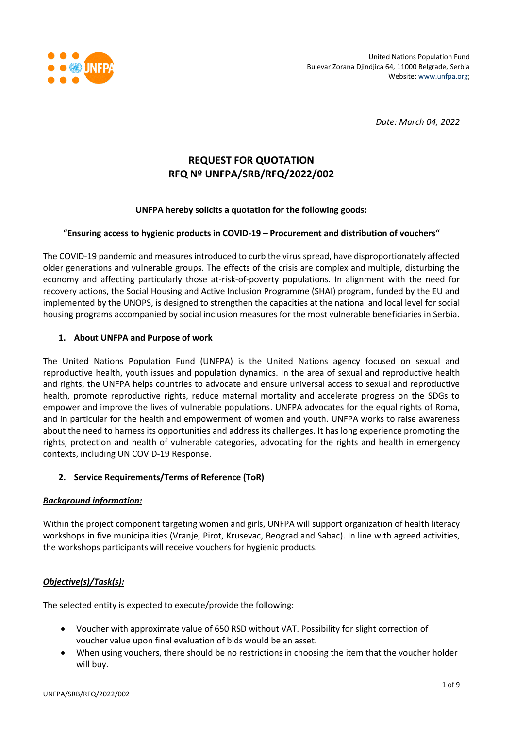United Nations Population Fund
Bulevar Zorana Djindjica 64, 11000 Belgrade, Serbia
Website: www.unfpa.org;

*Date: March 04, 2022*

# REQUEST FOR QUOTATION
# RFQ Nº UNFPA/SRB/RFQ/2022/002

**UNFPA hereby solicits a quotation for the following goods:**

**"Ensuring access to hygienic products in COVID-19 – Procurement and distribution of vouchers"**

The COVID-19 pandemic and measures introduced to curb the virus spread, have disproportionately affected older generations and vulnerable groups. The effects of the crisis are complex and multiple, disturbing the economy and affecting particularly those at-risk-of-poverty populations. In alignment with the need for recovery actions, the Social Housing and Active Inclusion Programme (SHAI) program, funded by the EU and implemented by the UNOPS, is designed to strengthen the capacities at the national and local level for social housing programs accompanied by social inclusion measures for the most vulnerable beneficiaries in Serbia.

## 1. About UNFPA and Purpose of work

The United Nations Population Fund (UNFPA) is the United Nations agency focused on sexual and reproductive health, youth issues and population dynamics. In the area of sexual and reproductive health and rights, the UNFPA helps countries to advocate and ensure universal access to sexual and reproductive health, promote reproductive rights, reduce maternal mortality and accelerate progress on the SDGs to empower and improve the lives of vulnerable populations. UNFPA advocates for the equal rights of Roma, and in particular for the health and empowerment of women and youth. UNFPA works to raise awareness about the need to harness its opportunities and address its challenges. It has long experience promoting the rights, protection and health of vulnerable categories, advocating for the rights and health in emergency contexts, including UN COVID-19 Response.

## 2. Service Requirements/Terms of Reference (ToR)

***Background information:***

Within the project component targeting women and girls, UNFPA will support organization of health literacy workshops in five municipalities (Vranje, Pirot, Krusevac, Beograd and Sabac). In line with agreed activities, the workshops participants will receive vouchers for hygienic products.

***Objective(s)/Task(s):***

The selected entity is expected to execute/provide the following:

- Voucher with approximate value of 650 RSD without VAT. Possibility for slight correction of voucher value upon final evaluation of bids would be an asset.
- When using vouchers, there should be no restrictions in choosing the item that the voucher holder will buy.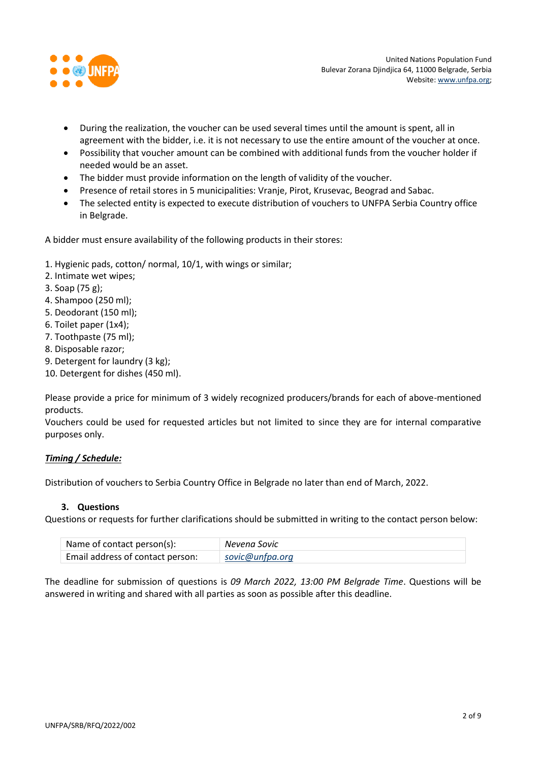- During the realization, the voucher can be used several times until the amount is spent, all in agreement with the bidder, i.e. it is not necessary to use the entire amount of the voucher at once.
- Possibility that voucher amount can be combined with additional funds from the voucher holder if needed would be an asset.
- The bidder must provide information on the length of validity of the voucher.
- Presence of retail stores in 5 municipalities: Vranje, Pirot, Krusevac, Beograd and Sabac.
- The selected entity is expected to execute distribution of vouchers to UNFPA Serbia Country office in Belgrade.

A bidder must ensure availability of the following products in their stores:

1. Hygienic pads, cotton/ normal, 10/1, with wings or similar;
2. Intimate wet wipes;
3. Soap (75 g);
4. Shampoo (250 ml);
5. Deodorant (150 ml);
6. Toilet paper (1x4);
7. Toothpaste (75 ml);
8. Disposable razor;
9. Detergent for laundry (3 kg);
10. Detergent for dishes (450 ml).

Please provide a price for minimum of 3 widely recognized producers/brands for each of above-mentioned products.
Vouchers could be used for requested articles but not limited to since they are for internal comparative purposes only.

***Timing / Schedule:***

Distribution of vouchers to Serbia Country Office in Belgrade no later than end of March, 2022.

### 3. Questions

Questions or requests for further clarifications should be submitted in writing to the contact person below:

| | |
|---|---|
| Name of contact person(s): | *Nevena Sovic* |
| Email address of contact person: | *sovic@unfpa.org* |

The deadline for submission of questions is *09 March 2022, 13:00 PM Belgrade Time*. Questions will be answered in writing and shared with all parties as soon as possible after this deadline.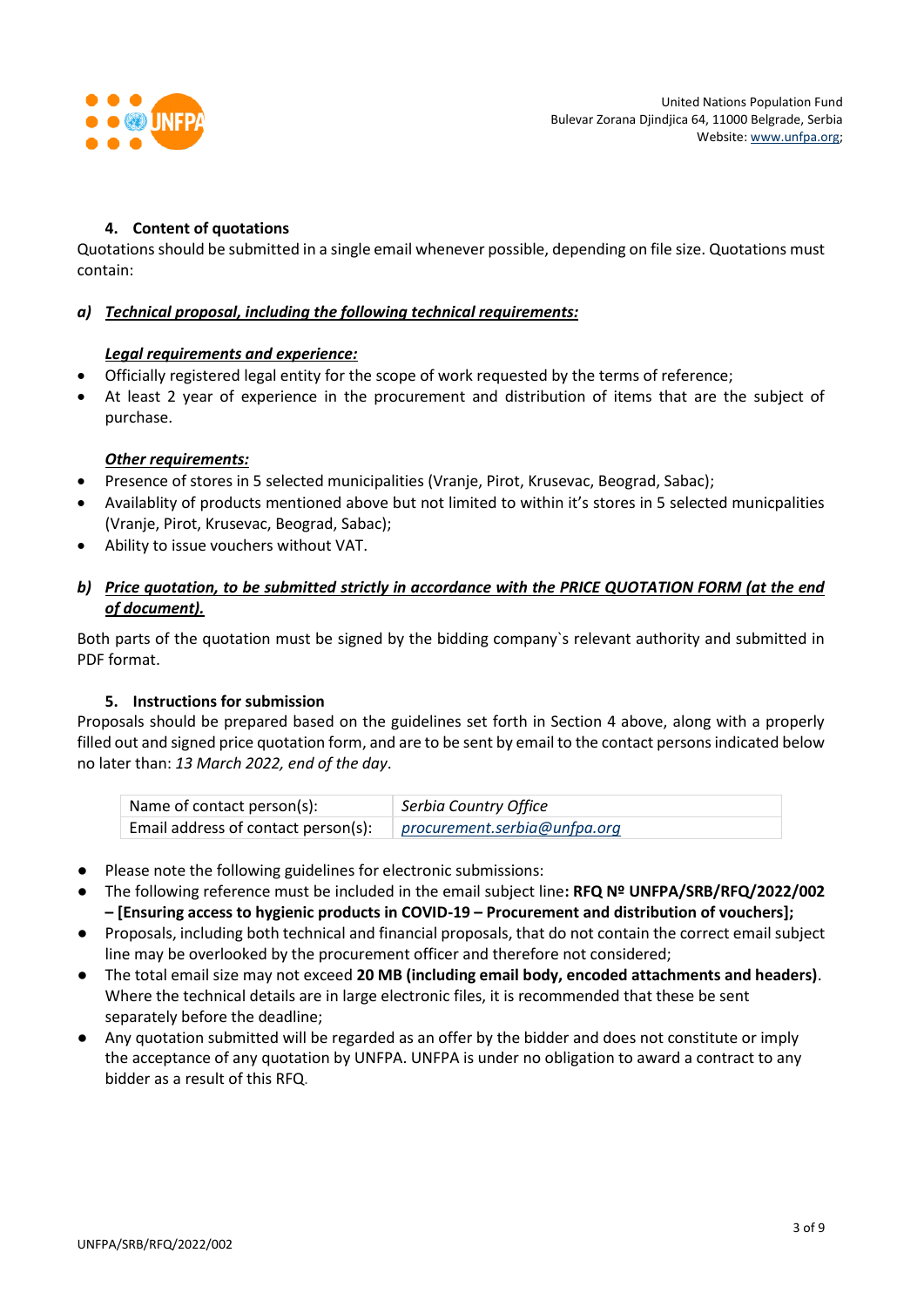### 4. Content of quotations

Quotations should be submitted in a single email whenever possible, depending on file size. Quotations must contain:

***a) Technical proposal, including the following technical requirements:***

***Legal requirements and experience:***

- Officially registered legal entity for the scope of work requested by the terms of reference;
- At least 2 year of experience in the procurement and distribution of items that are the subject of purchase.

***Other requirements:***

- Presence of stores in 5 selected municipalities (Vranje, Pirot, Krusevac, Beograd, Sabac);
- Availablity of products mentioned above but not limited to within it's stores in 5 selected municpalities (Vranje, Pirot, Krusevac, Beograd, Sabac);
- Ability to issue vouchers without VAT.

***b) Price quotation, to be submitted strictly in accordance with the PRICE QUOTATION FORM (at the end of document).***

Both parts of the quotation must be signed by the bidding company`s relevant authority and submitted in PDF format.

### 5. Instructions for submission

Proposals should be prepared based on the guidelines set forth in Section 4 above, along with a properly filled out and signed price quotation form, and are to be sent by email to the contact persons indicated below no later than: *13 March 2022, end of the day*.

| Name of contact person(s): | *Serbia Country Office* |
|---|---|
| Email address of contact person(s): | *procurement.serbia@unfpa.org* |

- Please note the following guidelines for electronic submissions:
- The following reference must be included in the email subject line**: RFQ Nº UNFPA/SRB/RFQ/2022/002 – [Ensuring access to hygienic products in COVID-19 – Procurement and distribution of vouchers];**
- Proposals, including both technical and financial proposals, that do not contain the correct email subject line may be overlooked by the procurement officer and therefore not considered;
- The total email size may not exceed **20 MB (including email body, encoded attachments and headers)**. Where the technical details are in large electronic files, it is recommended that these be sent separately before the deadline;
- Any quotation submitted will be regarded as an offer by the bidder and does not constitute or imply the acceptance of any quotation by UNFPA. UNFPA is under no obligation to award a contract to any bidder as a result of this RFQ.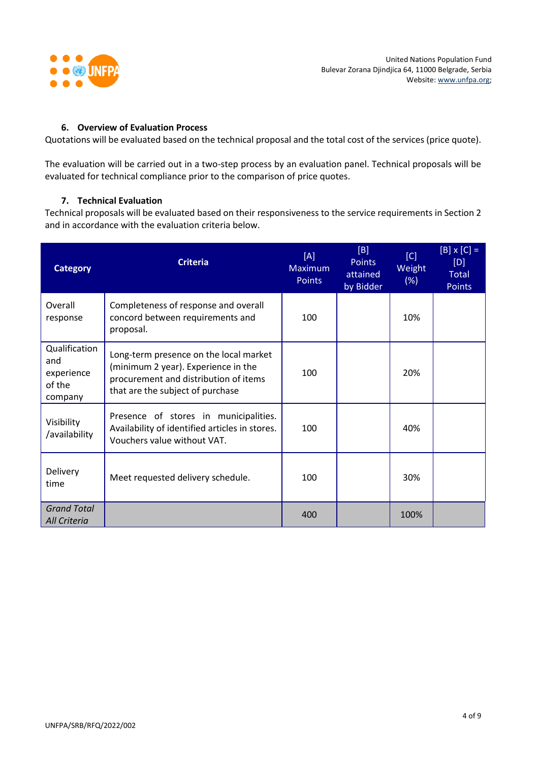### 6. Overview of Evaluation Process

Quotations will be evaluated based on the technical proposal and the total cost of the services (price quote).

The evaluation will be carried out in a two-step process by an evaluation panel. Technical proposals will be evaluated for technical compliance prior to the comparison of price quotes.

### 7. Technical Evaluation

Technical proposals will be evaluated based on their responsiveness to the service requirements in Section 2 and in accordance with the evaluation criteria below.

| Category | Criteria | [A] Maximum Points | [B] Points attained by Bidder | [C] Weight (%) | [B] x [C] = [D] Total Points |
|---|---|---|---|---|---|
| Overall response | Completeness of response and overall concord between requirements and proposal. | 100 | | 10% | |
| Qualification and experience of the company | Long-term presence on the local market (minimum 2 year). Experience in the procurement and distribution of items that are the subject of purchase | 100 | | 20% | |
| Visibility /availability | Presence of stores in municipalities. Availability of identified articles in stores. Vouchers value without VAT. | 100 | | 40% | |
| Delivery time | Meet requested delivery schedule. | 100 | | 30% | |
| *Grand Total All Criteria* | | 400 | | 100% | |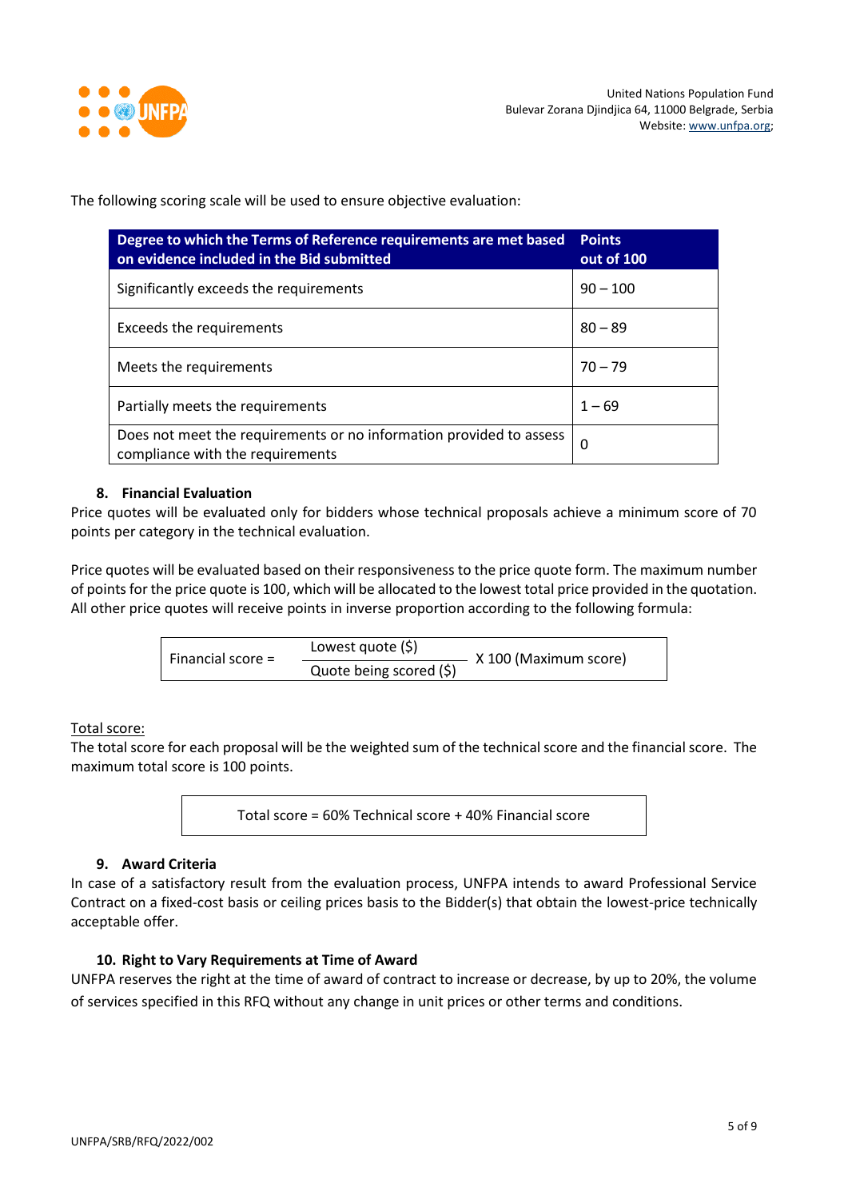The following scoring scale will be used to ensure objective evaluation:

| Degree to which the Terms of Reference requirements are met based on evidence included in the Bid submitted | Points out of 100 |
|---|---|
| Significantly exceeds the requirements | 90 – 100 |
| Exceeds the requirements | 80 – 89 |
| Meets the requirements | 70 – 79 |
| Partially meets the requirements | 1 – 69 |
| Does not meet the requirements or no information provided to assess compliance with the requirements | 0 |

## 8. Financial Evaluation

Price quotes will be evaluated only for bidders whose technical proposals achieve a minimum score of 70 points per category in the technical evaluation.

Price quotes will be evaluated based on their responsiveness to the price quote form. The maximum number of points for the price quote is 100, which will be allocated to the lowest total price provided in the quotation. All other price quotes will receive points in inverse proportion according to the following formula:

$$\text{Financial score} = \frac{\text{Lowest quote (\$)}}{\text{Quote being scored (\$)}} \text{ X 100 (Maximum score)}$$

Total score:

The total score for each proposal will be the weighted sum of the technical score and the financial score. The maximum total score is 100 points.

Total score = 60% Technical score + 40% Financial score

## 9. Award Criteria

In case of a satisfactory result from the evaluation process, UNFPA intends to award Professional Service Contract on a fixed-cost basis or ceiling prices basis to the Bidder(s) that obtain the lowest-price technically acceptable offer.

## 10. Right to Vary Requirements at Time of Award

UNFPA reserves the right at the time of award of contract to increase or decrease, by up to 20%, the volume of services specified in this RFQ without any change in unit prices or other terms and conditions.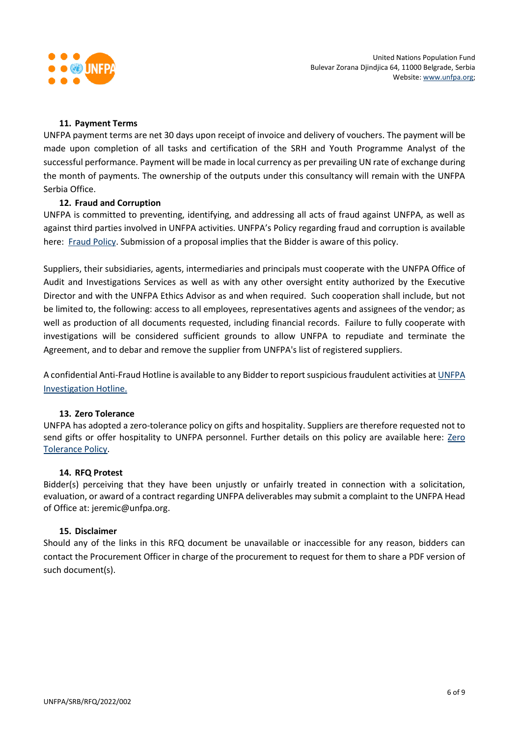### 11. Payment Terms

UNFPA payment terms are net 30 days upon receipt of invoice and delivery of vouchers. The payment will be made upon completion of all tasks and certification of the SRH and Youth Programme Analyst of the successful performance. Payment will be made in local currency as per prevailing UN rate of exchange during the month of payments. The ownership of the outputs under this consultancy will remain with the UNFPA Serbia Office.

### 12. Fraud and Corruption

UNFPA is committed to preventing, identifying, and addressing all acts of fraud against UNFPA, as well as against third parties involved in UNFPA activities. UNFPA's Policy regarding fraud and corruption is available here: Fraud Policy. Submission of a proposal implies that the Bidder is aware of this policy.

Suppliers, their subsidiaries, agents, intermediaries and principals must cooperate with the UNFPA Office of Audit and Investigations Services as well as with any other oversight entity authorized by the Executive Director and with the UNFPA Ethics Advisor as and when required. Such cooperation shall include, but not be limited to, the following: access to all employees, representatives agents and assignees of the vendor; as well as production of all documents requested, including financial records. Failure to fully cooperate with investigations will be considered sufficient grounds to allow UNFPA to repudiate and terminate the Agreement, and to debar and remove the supplier from UNFPA's list of registered suppliers.

A confidential Anti-Fraud Hotline is available to any Bidder to report suspicious fraudulent activities at UNFPA Investigation Hotline.

### 13. Zero Tolerance

UNFPA has adopted a zero-tolerance policy on gifts and hospitality. Suppliers are therefore requested not to send gifts or offer hospitality to UNFPA personnel. Further details on this policy are available here: Zero Tolerance Policy.

### 14. RFQ Protest

Bidder(s) perceiving that they have been unjustly or unfairly treated in connection with a solicitation, evaluation, or award of a contract regarding UNFPA deliverables may submit a complaint to the UNFPA Head of Office at: jeremic@unfpa.org.

### 15. Disclaimer

Should any of the links in this RFQ document be unavailable or inaccessible for any reason, bidders can contact the Procurement Officer in charge of the procurement to request for them to share a PDF version of such document(s).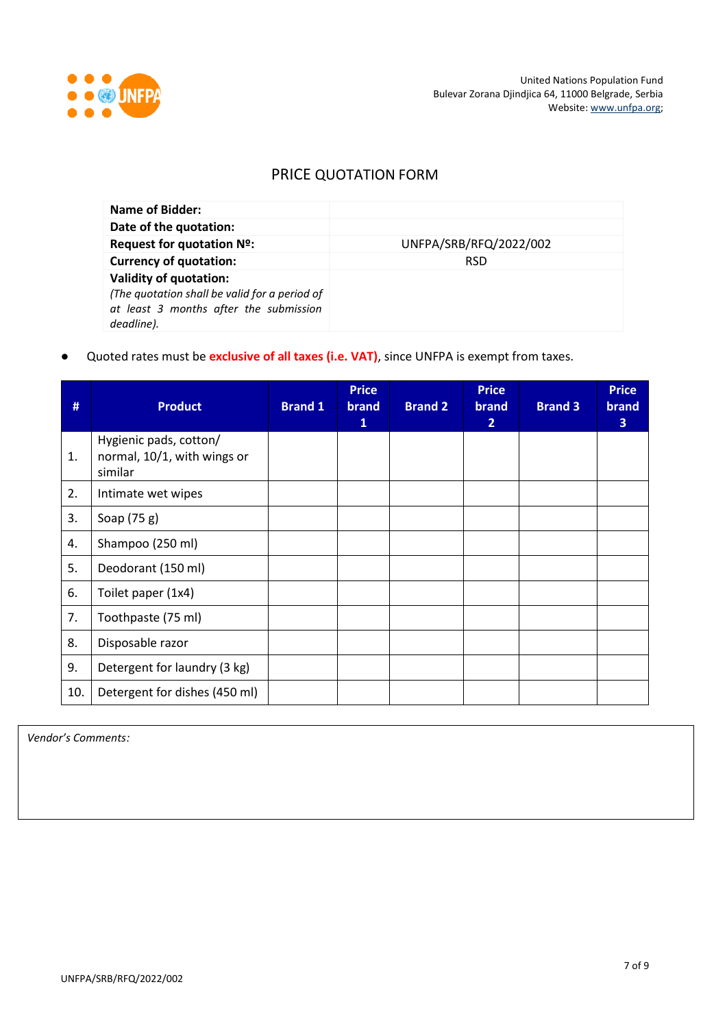United Nations Population Fund
Bulevar Zorana Djindjica 64, 11000 Belgrade, Serbia
Website: www.unfpa.org;

# PRICE QUOTATION FORM

| | |
|---|---|
| **Name of Bidder:** | |
| **Date of the quotation:** | |
| **Request for quotation Nº:** | UNFPA/SRB/RFQ/2022/002 |
| **Currency of quotation:** | RSD |
| **Validity of quotation:** *(The quotation shall be valid for a period of at least 3 months after the submission deadline).* | |

- Quoted rates must be **exclusive of all taxes (i.e. VAT)**, since UNFPA is exempt from taxes.

| # | Product | Brand 1 | Price brand 1 | Brand 2 | Price brand 2 | Brand 3 | Price brand 3 |
|---|---|---|---|---|---|---|---|
| 1. | Hygienic pads, cotton/ normal, 10/1, with wings or similar | | | | | | |
| 2. | Intimate wet wipes | | | | | | |
| 3. | Soap (75 g) | | | | | | |
| 4. | Shampoo (250 ml) | | | | | | |
| 5. | Deodorant (150 ml) | | | | | | |
| 6. | Toilet paper (1x4) | | | | | | |
| 7. | Toothpaste (75 ml) | | | | | | |
| 8. | Disposable razor | | | | | | |
| 9. | Detergent for laundry (3 kg) | | | | | | |
| 10. | Detergent for dishes (450 ml) | | | | | | |

*Vendor's Comments:*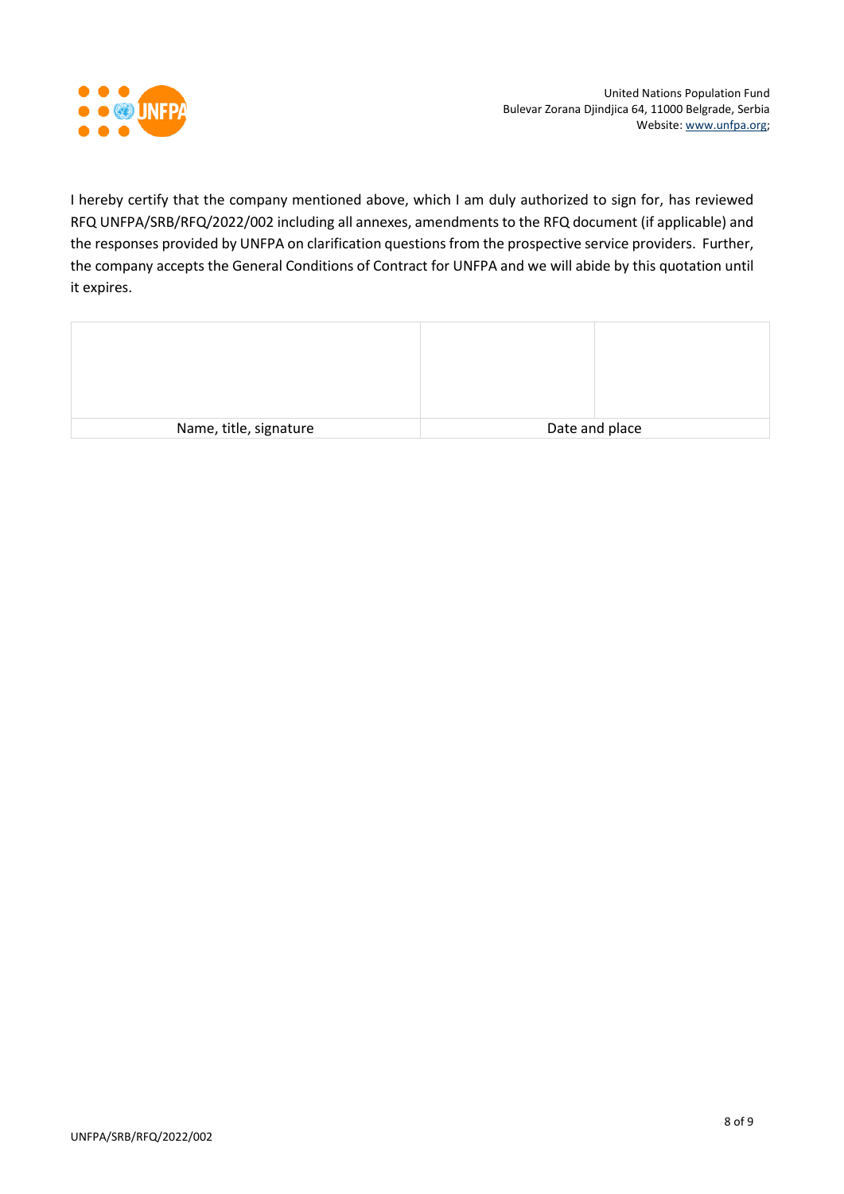I hereby certify that the company mentioned above, which I am duly authorized to sign for, has reviewed RFQ UNFPA/SRB/RFQ/2022/002 including all annexes, amendments to the RFQ document (if applicable) and the responses provided by UNFPA on clarification questions from the prospective service providers. Further, the company accepts the General Conditions of Contract for UNFPA and we will abide by this quotation until it expires.

| | | |
|---|---|---|
| Name, title, signature | Date and place | |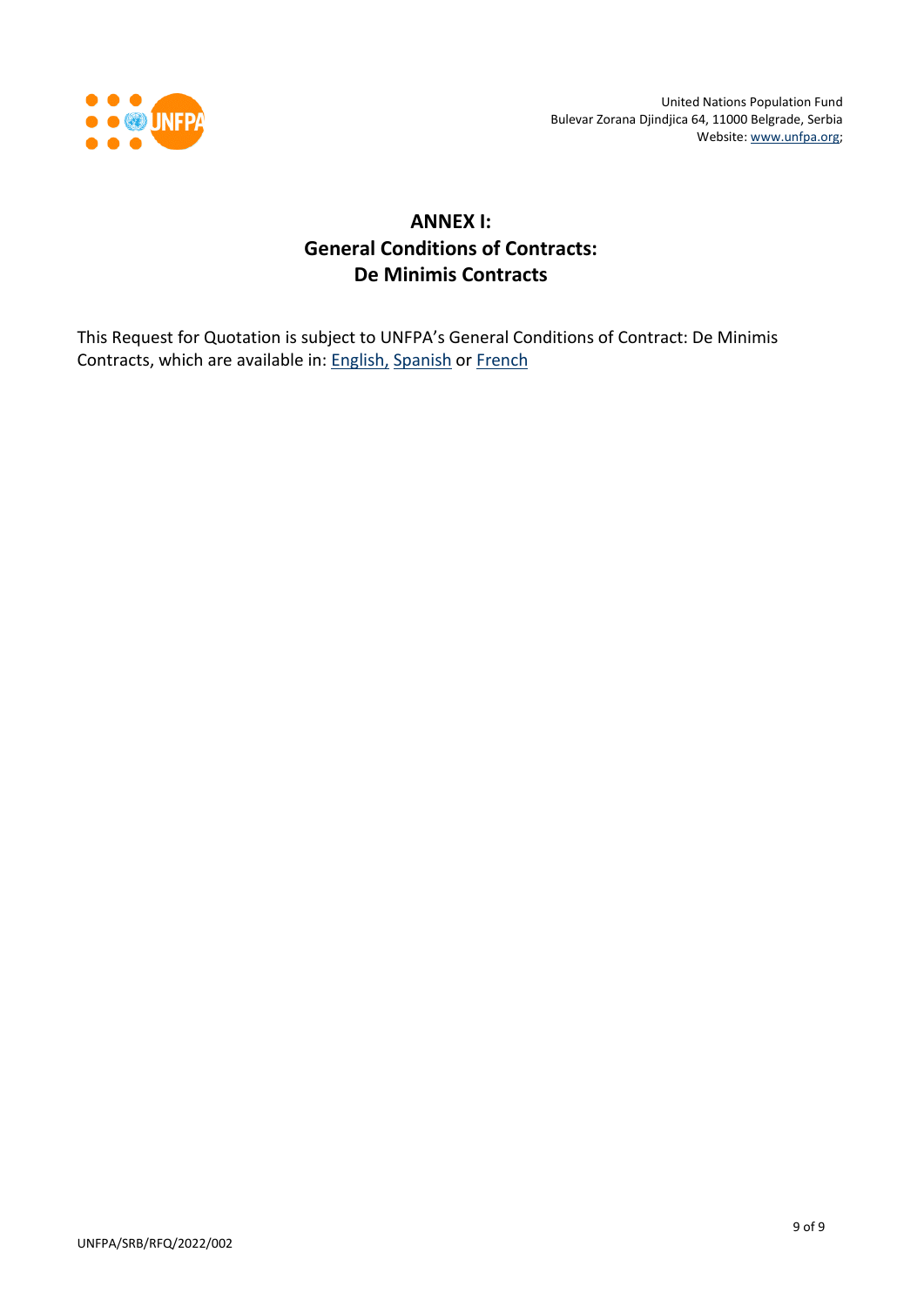United Nations Population Fund
Bulevar Zorana Djindjica 64, 11000 Belgrade, Serbia
Website: www.unfpa.org;

# ANNEX I:
# General Conditions of Contracts:
# De Minimis Contracts

This Request for Quotation is subject to UNFPA's General Conditions of Contract: De Minimis Contracts, which are available in: English, Spanish or French